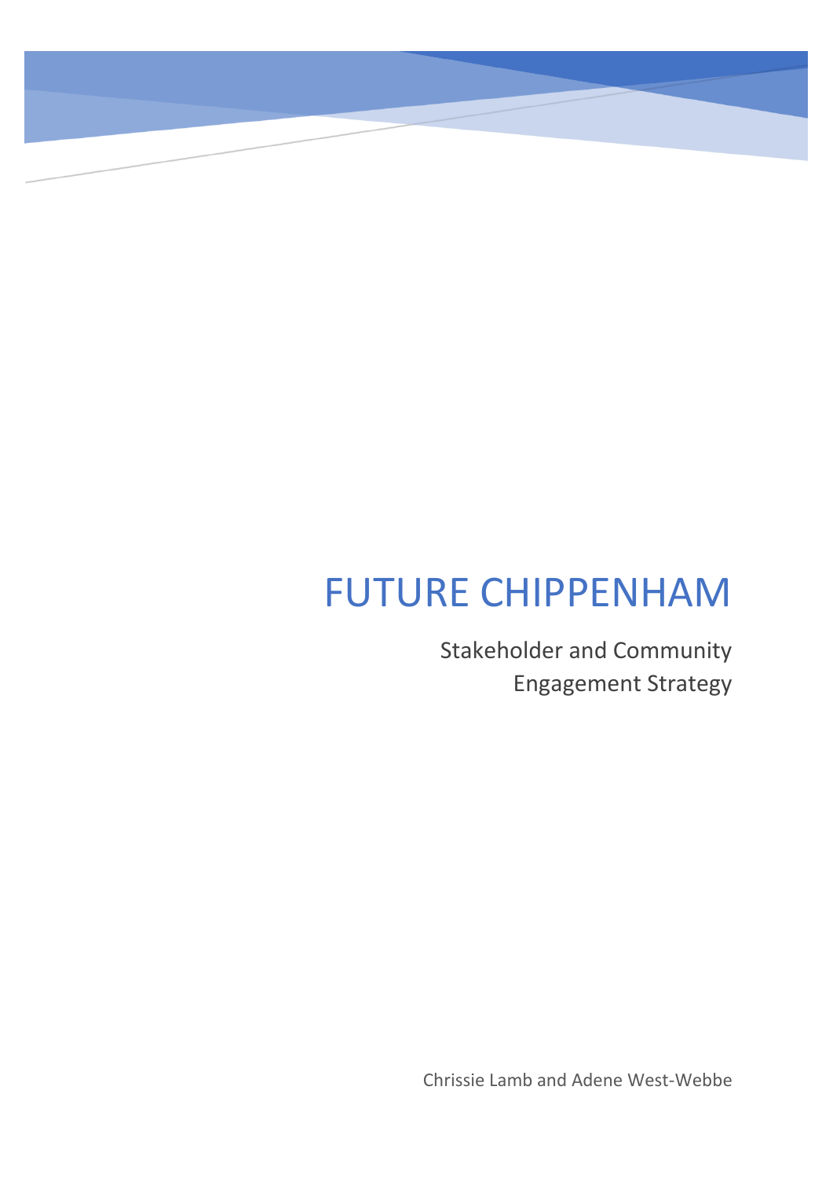# FUTURE CHIPPENHAM

Stakeholder and Community Engagement Strategy

Chrissie Lamb and Adene West-Webbe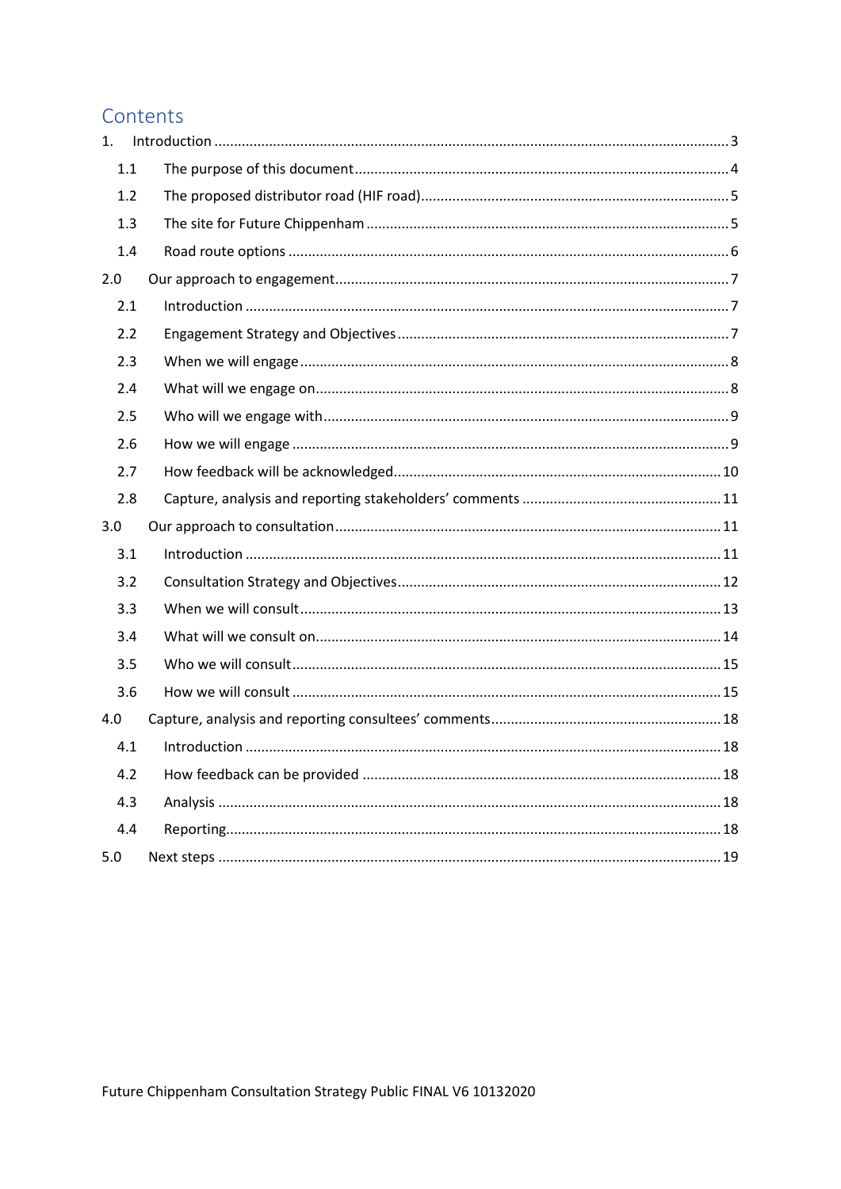# Contents

1. Introduction ...... 3
   - 1.1 The purpose of this document ...... 4
   - 1.2 The proposed distributor road (HIF road) ...... 5
   - 1.3 The site for Future Chippenham ...... 5
   - 1.4 Road route options ...... 6

2.0 Our approach to engagement ...... 7
   - 2.1 Introduction ...... 7
   - 2.2 Engagement Strategy and Objectives ...... 7
   - 2.3 When we will engage ...... 8
   - 2.4 What will we engage on ...... 8
   - 2.5 Who will we engage with ...... 9
   - 2.6 How we will engage ...... 9
   - 2.7 How feedback will be acknowledged ...... 10
   - 2.8 Capture, analysis and reporting stakeholders' comments ...... 11

3.0 Our approach to consultation ...... 11
   - 3.1 Introduction ...... 11
   - 3.2 Consultation Strategy and Objectives ...... 12
   - 3.3 When we will consult ...... 13
   - 3.4 What will we consult on ...... 14
   - 3.5 Who we will consult ...... 15
   - 3.6 How we will consult ...... 15

4.0 Capture, analysis and reporting consultees' comments ...... 18
   - 4.1 Introduction ...... 18
   - 4.2 How feedback can be provided ...... 18
   - 4.3 Analysis ...... 18
   - 4.4 Reporting ...... 18

5.0 Next steps ...... 19

Future Chippenham Consultation Strategy Public FINAL V6 10132020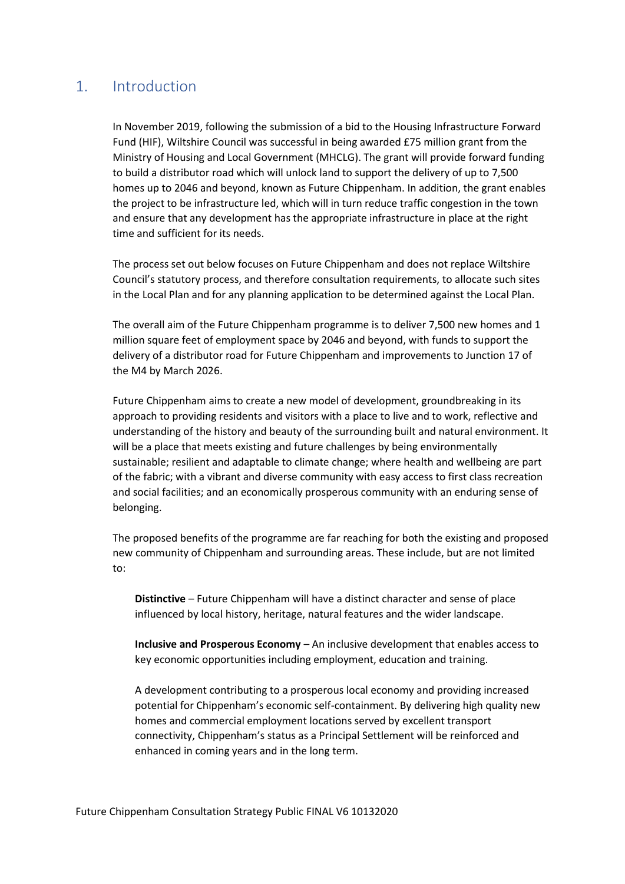## 1. Introduction

In November 2019, following the submission of a bid to the Housing Infrastructure Forward Fund (HIF), Wiltshire Council was successful in being awarded £75 million grant from the Ministry of Housing and Local Government (MHCLG). The grant will provide forward funding to build a distributor road which will unlock land to support the delivery of up to 7,500 homes up to 2046 and beyond, known as Future Chippenham. In addition, the grant enables the project to be infrastructure led, which will in turn reduce traffic congestion in the town and ensure that any development has the appropriate infrastructure in place at the right time and sufficient for its needs.

The process set out below focuses on Future Chippenham and does not replace Wiltshire Council's statutory process, and therefore consultation requirements, to allocate such sites in the Local Plan and for any planning application to be determined against the Local Plan.

The overall aim of the Future Chippenham programme is to deliver 7,500 new homes and 1 million square feet of employment space by 2046 and beyond, with funds to support the delivery of a distributor road for Future Chippenham and improvements to Junction 17 of the M4 by March 2026.

Future Chippenham aims to create a new model of development, groundbreaking in its approach to providing residents and visitors with a place to live and to work, reflective and understanding of the history and beauty of the surrounding built and natural environment. It will be a place that meets existing and future challenges by being environmentally sustainable; resilient and adaptable to climate change; where health and wellbeing are part of the fabric; with a vibrant and diverse community with easy access to first class recreation and social facilities; and an economically prosperous community with an enduring sense of belonging.

The proposed benefits of the programme are far reaching for both the existing and proposed new community of Chippenham and surrounding areas. These include, but are not limited to:

**Distinctive** – Future Chippenham will have a distinct character and sense of place influenced by local history, heritage, natural features and the wider landscape.

**Inclusive and Prosperous Economy** – An inclusive development that enables access to key economic opportunities including employment, education and training.

A development contributing to a prosperous local economy and providing increased potential for Chippenham's economic self-containment. By delivering high quality new homes and commercial employment locations served by excellent transport connectivity, Chippenham's status as a Principal Settlement will be reinforced and enhanced in coming years and in the long term.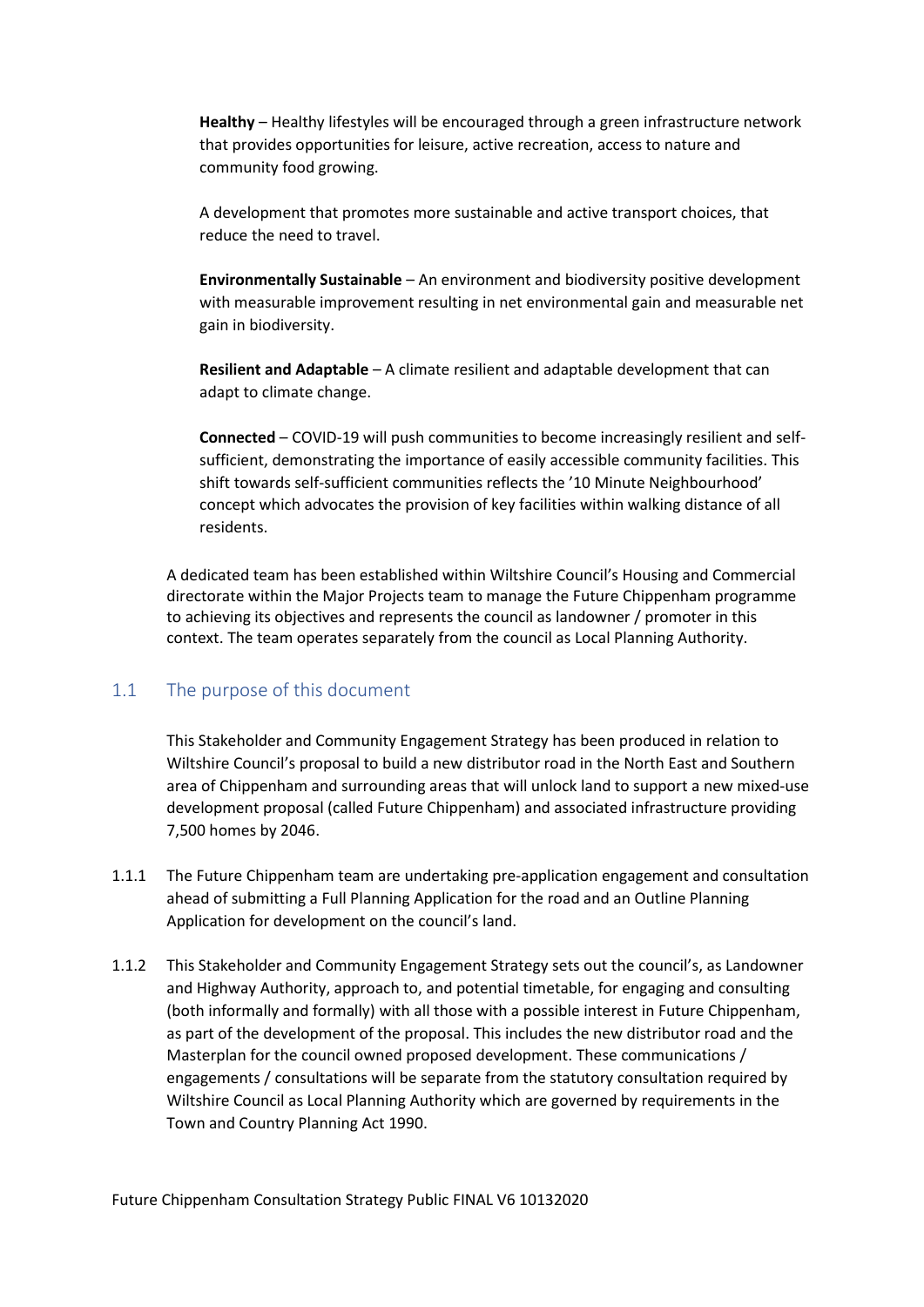**Healthy** – Healthy lifestyles will be encouraged through a green infrastructure network that provides opportunities for leisure, active recreation, access to nature and community food growing.

A development that promotes more sustainable and active transport choices, that reduce the need to travel.

**Environmentally Sustainable** – An environment and biodiversity positive development with measurable improvement resulting in net environmental gain and measurable net gain in biodiversity.

**Resilient and Adaptable** – A climate resilient and adaptable development that can adapt to climate change.

**Connected** – COVID-19 will push communities to become increasingly resilient and self-sufficient, demonstrating the importance of easily accessible community facilities. This shift towards self-sufficient communities reflects the '10 Minute Neighbourhood' concept which advocates the provision of key facilities within walking distance of all residents.

A dedicated team has been established within Wiltshire Council's Housing and Commercial directorate within the Major Projects team to manage the Future Chippenham programme to achieving its objectives and represents the council as landowner / promoter in this context. The team operates separately from the council as Local Planning Authority.

## 1.1 The purpose of this document

This Stakeholder and Community Engagement Strategy has been produced in relation to Wiltshire Council's proposal to build a new distributor road in the North East and Southern area of Chippenham and surrounding areas that will unlock land to support a new mixed-use development proposal (called Future Chippenham) and associated infrastructure providing 7,500 homes by 2046.

1.1.1 The Future Chippenham team are undertaking pre-application engagement and consultation ahead of submitting a Full Planning Application for the road and an Outline Planning Application for development on the council's land.

1.1.2 This Stakeholder and Community Engagement Strategy sets out the council's, as Landowner and Highway Authority, approach to, and potential timetable, for engaging and consulting (both informally and formally) with all those with a possible interest in Future Chippenham, as part of the development of the proposal. This includes the new distributor road and the Masterplan for the council owned proposed development. These communications / engagements / consultations will be separate from the statutory consultation required by Wiltshire Council as Local Planning Authority which are governed by requirements in the Town and Country Planning Act 1990.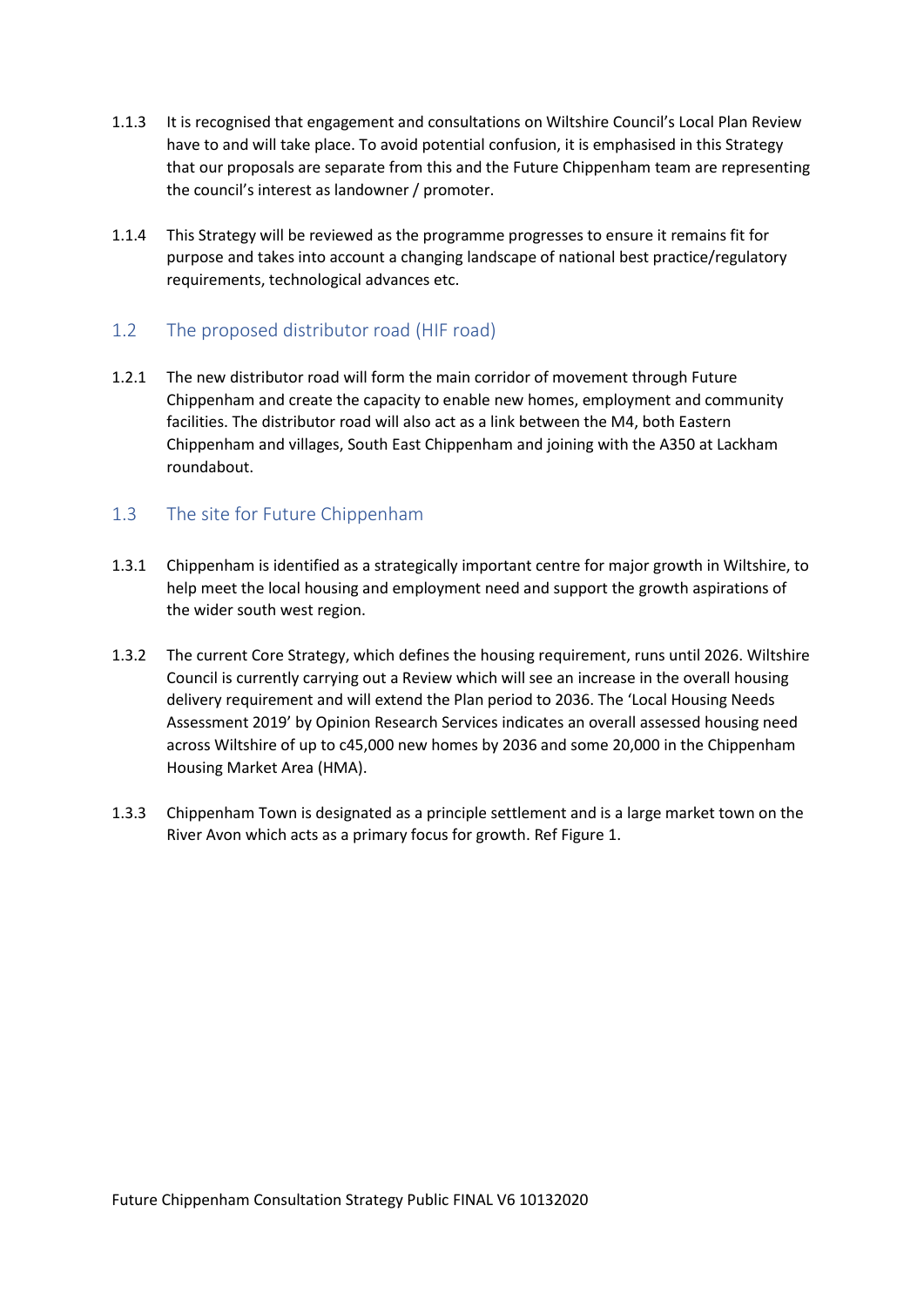1.1.3 It is recognised that engagement and consultations on Wiltshire Council's Local Plan Review have to and will take place. To avoid potential confusion, it is emphasised in this Strategy that our proposals are separate from this and the Future Chippenham team are representing the council's interest as landowner / promoter.

1.1.4 This Strategy will be reviewed as the programme progresses to ensure it remains fit for purpose and takes into account a changing landscape of national best practice/regulatory requirements, technological advances etc.

## 1.2 The proposed distributor road (HIF road)

1.2.1 The new distributor road will form the main corridor of movement through Future Chippenham and create the capacity to enable new homes, employment and community facilities. The distributor road will also act as a link between the M4, both Eastern Chippenham and villages, South East Chippenham and joining with the A350 at Lackham roundabout.

## 1.3 The site for Future Chippenham

1.3.1 Chippenham is identified as a strategically important centre for major growth in Wiltshire, to help meet the local housing and employment need and support the growth aspirations of the wider south west region.

1.3.2 The current Core Strategy, which defines the housing requirement, runs until 2026. Wiltshire Council is currently carrying out a Review which will see an increase in the overall housing delivery requirement and will extend the Plan period to 2036. The 'Local Housing Needs Assessment 2019' by Opinion Research Services indicates an overall assessed housing need across Wiltshire of up to c45,000 new homes by 2036 and some 20,000 in the Chippenham Housing Market Area (HMA).

1.3.3 Chippenham Town is designated as a principle settlement and is a large market town on the River Avon which acts as a primary focus for growth. Ref Figure 1.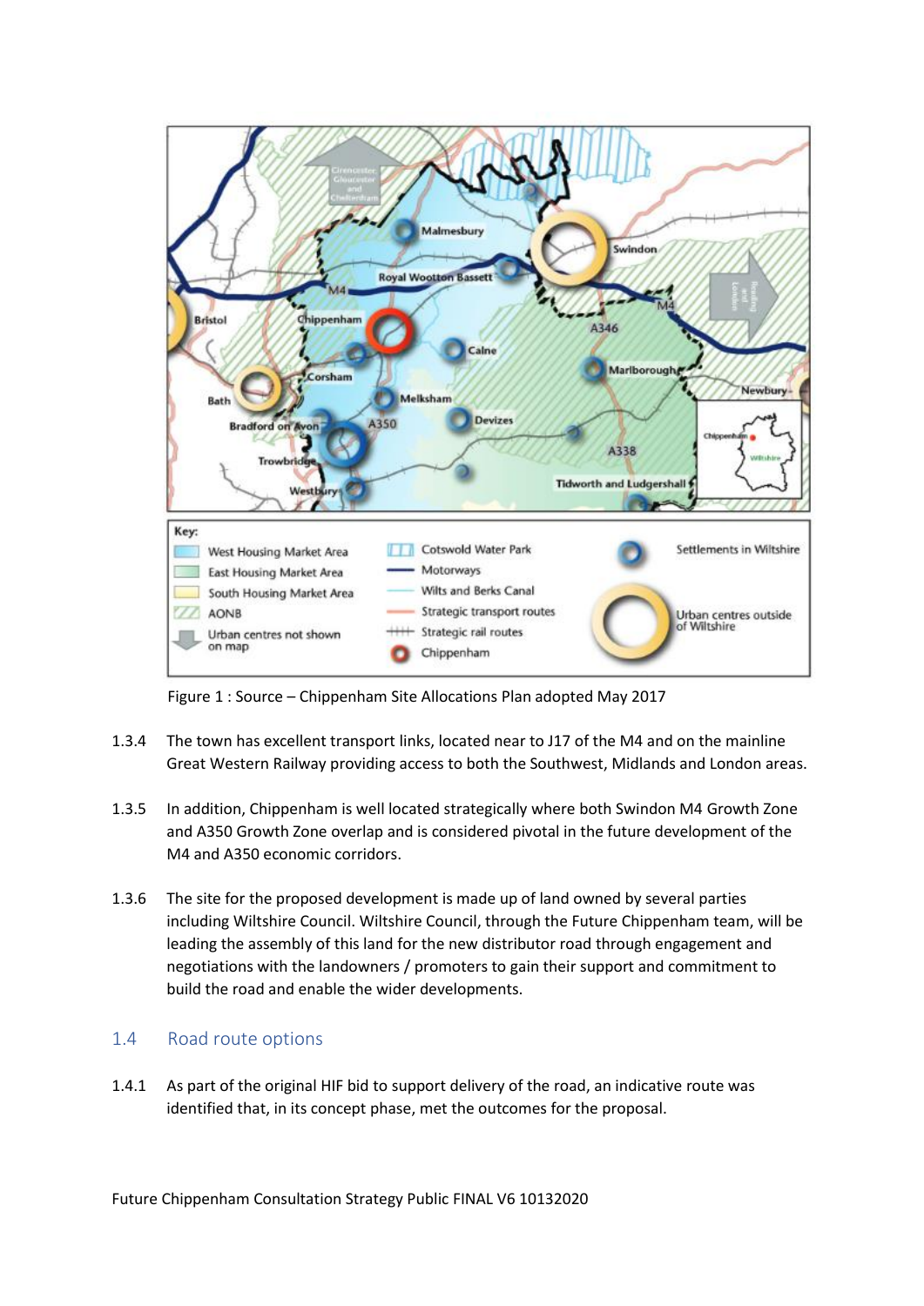Figure 1 : Source – Chippenham Site Allocations Plan adopted May 2017

1.3.4 The town has excellent transport links, located near to J17 of the M4 and on the mainline Great Western Railway providing access to both the Southwest, Midlands and London areas.

1.3.5 In addition, Chippenham is well located strategically where both Swindon M4 Growth Zone and A350 Growth Zone overlap and is considered pivotal in the future development of the M4 and A350 economic corridors.

1.3.6 The site for the proposed development is made up of land owned by several parties including Wiltshire Council. Wiltshire Council, through the Future Chippenham team, will be leading the assembly of this land for the new distributor road through engagement and negotiations with the landowners / promoters to gain their support and commitment to build the road and enable the wider developments.

## 1.4 Road route options

1.4.1 As part of the original HIF bid to support delivery of the road, an indicative route was identified that, in its concept phase, met the outcomes for the proposal.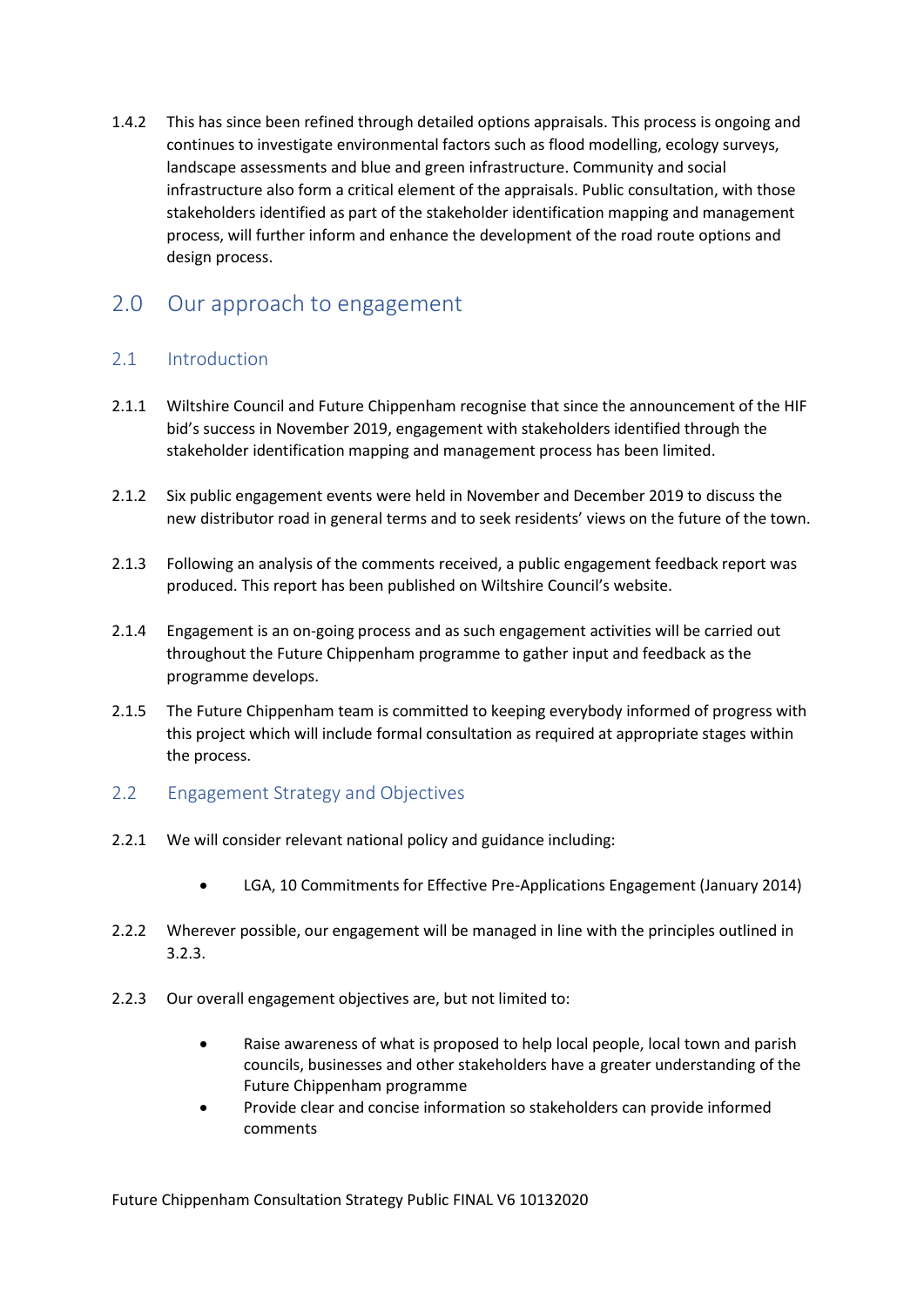1.4.2 This has since been refined through detailed options appraisals. This process is ongoing and continues to investigate environmental factors such as flood modelling, ecology surveys, landscape assessments and blue and green infrastructure. Community and social infrastructure also form a critical element of the appraisals. Public consultation, with those stakeholders identified as part of the stakeholder identification mapping and management process, will further inform and enhance the development of the road route options and design process.

# 2.0 Our approach to engagement

## 2.1 Introduction

2.1.1 Wiltshire Council and Future Chippenham recognise that since the announcement of the HIF bid's success in November 2019, engagement with stakeholders identified through the stakeholder identification mapping and management process has been limited.

2.1.2 Six public engagement events were held in November and December 2019 to discuss the new distributor road in general terms and to seek residents' views on the future of the town.

2.1.3 Following an analysis of the comments received, a public engagement feedback report was produced. This report has been published on Wiltshire Council's website.

2.1.4 Engagement is an on-going process and as such engagement activities will be carried out throughout the Future Chippenham programme to gather input and feedback as the programme develops.

2.1.5 The Future Chippenham team is committed to keeping everybody informed of progress with this project which will include formal consultation as required at appropriate stages within the process.

## 2.2 Engagement Strategy and Objectives

2.2.1 We will consider relevant national policy and guidance including:

- LGA, 10 Commitments for Effective Pre-Applications Engagement (January 2014)

2.2.2 Wherever possible, our engagement will be managed in line with the principles outlined in 3.2.3.

2.2.3 Our overall engagement objectives are, but not limited to:

- Raise awareness of what is proposed to help local people, local town and parish councils, businesses and other stakeholders have a greater understanding of the Future Chippenham programme
- Provide clear and concise information so stakeholders can provide informed comments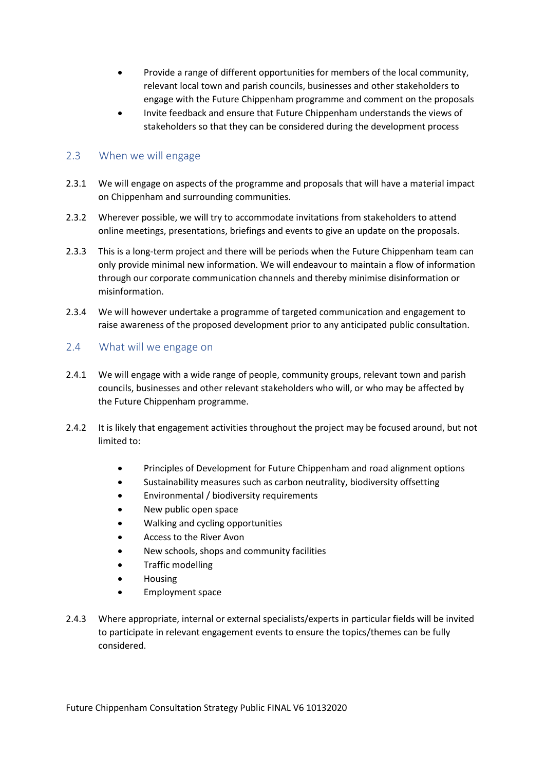- Provide a range of different opportunities for members of the local community, relevant local town and parish councils, businesses and other stakeholders to engage with the Future Chippenham programme and comment on the proposals
- Invite feedback and ensure that Future Chippenham understands the views of stakeholders so that they can be considered during the development process

## 2.3 When we will engage

2.3.1 We will engage on aspects of the programme and proposals that will have a material impact on Chippenham and surrounding communities.

2.3.2 Wherever possible, we will try to accommodate invitations from stakeholders to attend online meetings, presentations, briefings and events to give an update on the proposals.

2.3.3 This is a long-term project and there will be periods when the Future Chippenham team can only provide minimal new information. We will endeavour to maintain a flow of information through our corporate communication channels and thereby minimise disinformation or misinformation.

2.3.4 We will however undertake a programme of targeted communication and engagement to raise awareness of the proposed development prior to any anticipated public consultation.

## 2.4 What will we engage on

2.4.1 We will engage with a wide range of people, community groups, relevant town and parish councils, businesses and other relevant stakeholders who will, or who may be affected by the Future Chippenham programme.

2.4.2 It is likely that engagement activities throughout the project may be focused around, but not limited to:

- Principles of Development for Future Chippenham and road alignment options
- Sustainability measures such as carbon neutrality, biodiversity offsetting
- Environmental / biodiversity requirements
- New public open space
- Walking and cycling opportunities
- Access to the River Avon
- New schools, shops and community facilities
- Traffic modelling
- Housing
- Employment space

2.4.3 Where appropriate, internal or external specialists/experts in particular fields will be invited to participate in relevant engagement events to ensure the topics/themes can be fully considered.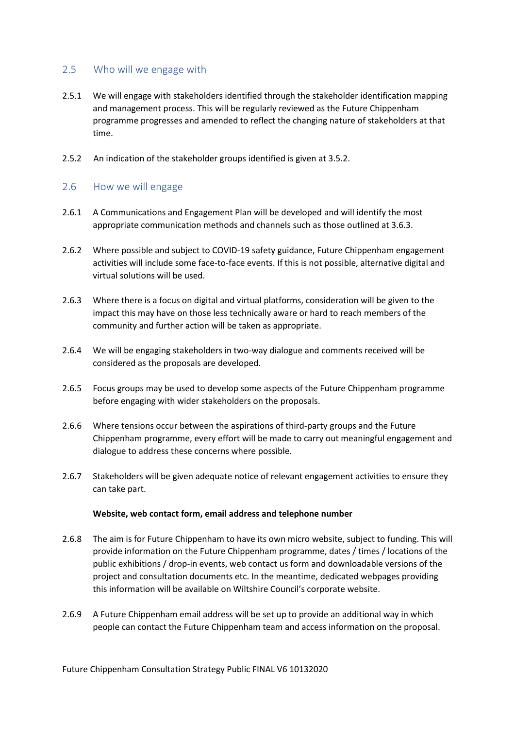## 2.5 Who will we engage with

2.5.1 We will engage with stakeholders identified through the stakeholder identification mapping and management process. This will be regularly reviewed as the Future Chippenham programme progresses and amended to reflect the changing nature of stakeholders at that time.

2.5.2 An indication of the stakeholder groups identified is given at 3.5.2.

## 2.6 How we will engage

2.6.1 A Communications and Engagement Plan will be developed and will identify the most appropriate communication methods and channels such as those outlined at 3.6.3.

2.6.2 Where possible and subject to COVID-19 safety guidance, Future Chippenham engagement activities will include some face-to-face events. If this is not possible, alternative digital and virtual solutions will be used.

2.6.3 Where there is a focus on digital and virtual platforms, consideration will be given to the impact this may have on those less technically aware or hard to reach members of the community and further action will be taken as appropriate.

2.6.4 We will be engaging stakeholders in two-way dialogue and comments received will be considered as the proposals are developed.

2.6.5 Focus groups may be used to develop some aspects of the Future Chippenham programme before engaging with wider stakeholders on the proposals.

2.6.6 Where tensions occur between the aspirations of third-party groups and the Future Chippenham programme, every effort will be made to carry out meaningful engagement and dialogue to address these concerns where possible.

2.6.7 Stakeholders will be given adequate notice of relevant engagement activities to ensure they can take part.

**Website, web contact form, email address and telephone number**

2.6.8 The aim is for Future Chippenham to have its own micro website, subject to funding. This will provide information on the Future Chippenham programme, dates / times / locations of the public exhibitions / drop-in events, web contact us form and downloadable versions of the project and consultation documents etc. In the meantime, dedicated webpages providing this information will be available on Wiltshire Council's corporate website.

2.6.9 A Future Chippenham email address will be set up to provide an additional way in which people can contact the Future Chippenham team and access information on the proposal.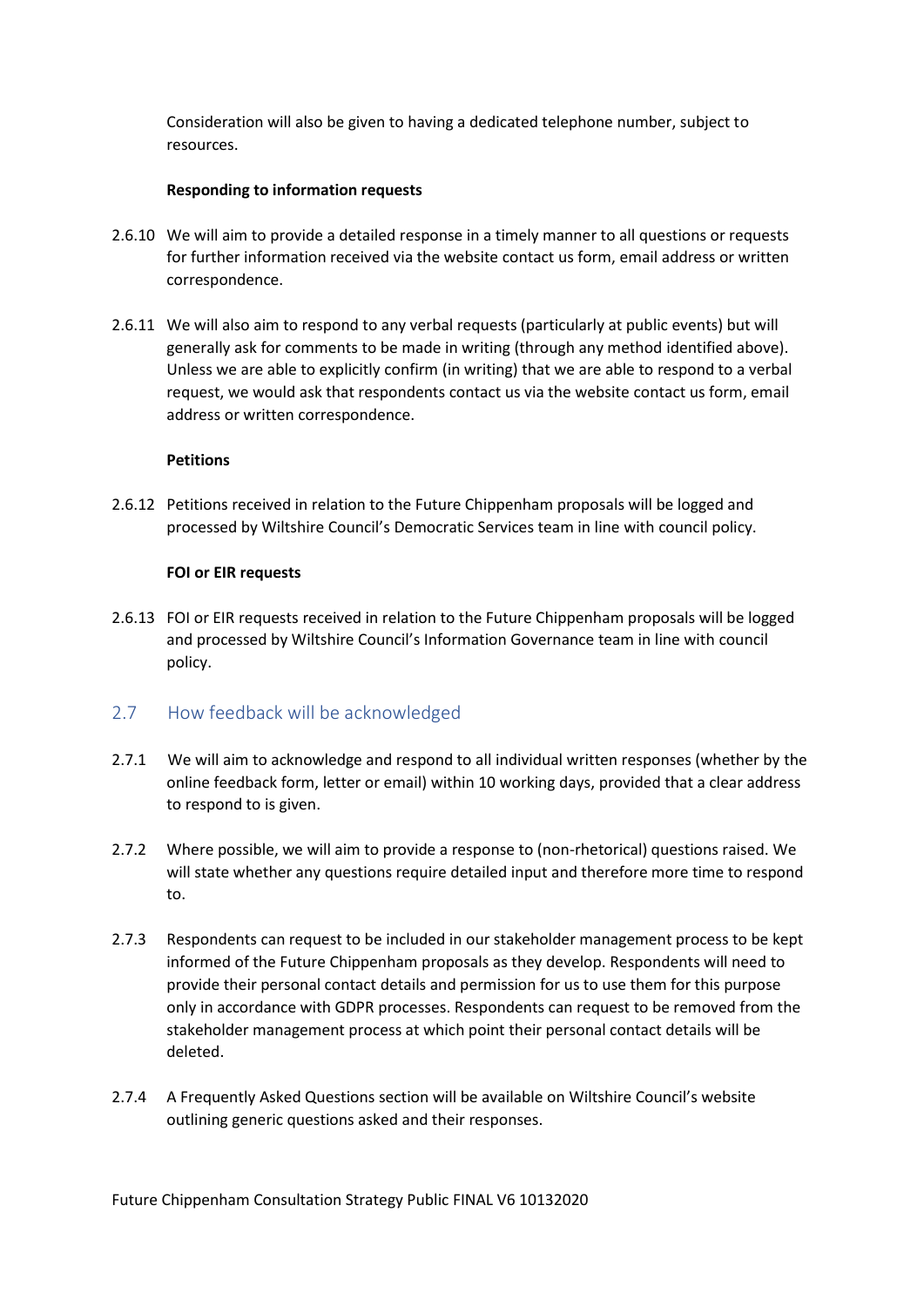Consideration will also be given to having a dedicated telephone number, subject to resources.

**Responding to information requests**

2.6.10 We will aim to provide a detailed response in a timely manner to all questions or requests for further information received via the website contact us form, email address or written correspondence.

2.6.11 We will also aim to respond to any verbal requests (particularly at public events) but will generally ask for comments to be made in writing (through any method identified above). Unless we are able to explicitly confirm (in writing) that we are able to respond to a verbal request, we would ask that respondents contact us via the website contact us form, email address or written correspondence.

**Petitions**

2.6.12 Petitions received in relation to the Future Chippenham proposals will be logged and processed by Wiltshire Council's Democratic Services team in line with council policy.

**FOI or EIR requests**

2.6.13 FOI or EIR requests received in relation to the Future Chippenham proposals will be logged and processed by Wiltshire Council's Information Governance team in line with council policy.

## 2.7 How feedback will be acknowledged

2.7.1 We will aim to acknowledge and respond to all individual written responses (whether by the online feedback form, letter or email) within 10 working days, provided that a clear address to respond to is given.

2.7.2 Where possible, we will aim to provide a response to (non-rhetorical) questions raised. We will state whether any questions require detailed input and therefore more time to respond to.

2.7.3 Respondents can request to be included in our stakeholder management process to be kept informed of the Future Chippenham proposals as they develop. Respondents will need to provide their personal contact details and permission for us to use them for this purpose only in accordance with GDPR processes. Respondents can request to be removed from the stakeholder management process at which point their personal contact details will be deleted.

2.7.4 A Frequently Asked Questions section will be available on Wiltshire Council's website outlining generic questions asked and their responses.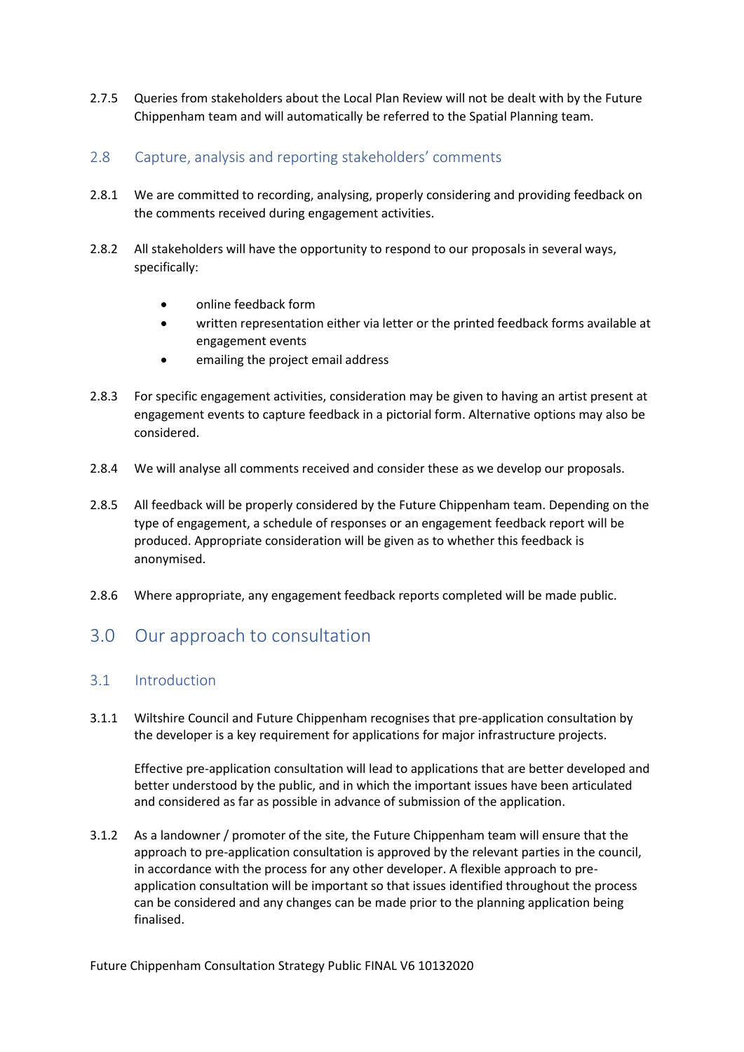2.7.5 Queries from stakeholders about the Local Plan Review will not be dealt with by the Future Chippenham team and will automatically be referred to the Spatial Planning team.

### 2.8 Capture, analysis and reporting stakeholders' comments

2.8.1 We are committed to recording, analysing, properly considering and providing feedback on the comments received during engagement activities.

2.8.2 All stakeholders will have the opportunity to respond to our proposals in several ways, specifically:

- online feedback form
- written representation either via letter or the printed feedback forms available at engagement events
- emailing the project email address

2.8.3 For specific engagement activities, consideration may be given to having an artist present at engagement events to capture feedback in a pictorial form. Alternative options may also be considered.

2.8.4 We will analyse all comments received and consider these as we develop our proposals.

2.8.5 All feedback will be properly considered by the Future Chippenham team. Depending on the type of engagement, a schedule of responses or an engagement feedback report will be produced. Appropriate consideration will be given as to whether this feedback is anonymised.

2.8.6 Where appropriate, any engagement feedback reports completed will be made public.

## 3.0 Our approach to consultation

### 3.1 Introduction

3.1.1 Wiltshire Council and Future Chippenham recognises that pre-application consultation by the developer is a key requirement for applications for major infrastructure projects.

Effective pre-application consultation will lead to applications that are better developed and better understood by the public, and in which the important issues have been articulated and considered as far as possible in advance of submission of the application.

3.1.2 As a landowner / promoter of the site, the Future Chippenham team will ensure that the approach to pre-application consultation is approved by the relevant parties in the council, in accordance with the process for any other developer. A flexible approach to pre-application consultation will be important so that issues identified throughout the process can be considered and any changes can be made prior to the planning application being finalised.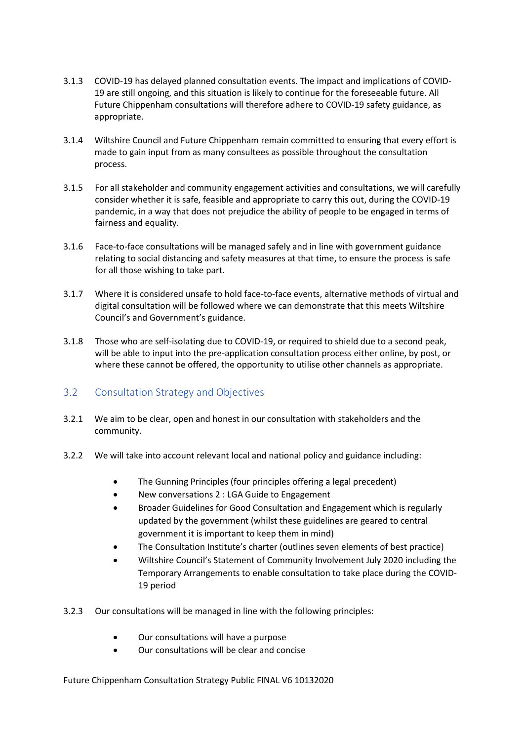3.1.3 COVID-19 has delayed planned consultation events. The impact and implications of COVID-19 are still ongoing, and this situation is likely to continue for the foreseeable future. All Future Chippenham consultations will therefore adhere to COVID-19 safety guidance, as appropriate.

3.1.4 Wiltshire Council and Future Chippenham remain committed to ensuring that every effort is made to gain input from as many consultees as possible throughout the consultation process.

3.1.5 For all stakeholder and community engagement activities and consultations, we will carefully consider whether it is safe, feasible and appropriate to carry this out, during the COVID-19 pandemic, in a way that does not prejudice the ability of people to be engaged in terms of fairness and equality.

3.1.6 Face-to-face consultations will be managed safely and in line with government guidance relating to social distancing and safety measures at that time, to ensure the process is safe for all those wishing to take part.

3.1.7 Where it is considered unsafe to hold face-to-face events, alternative methods of virtual and digital consultation will be followed where we can demonstrate that this meets Wiltshire Council's and Government's guidance.

3.1.8 Those who are self-isolating due to COVID-19, or required to shield due to a second peak, will be able to input into the pre-application consultation process either online, by post, or where these cannot be offered, the opportunity to utilise other channels as appropriate.

## 3.2 Consultation Strategy and Objectives

3.2.1 We aim to be clear, open and honest in our consultation with stakeholders and the community.

3.2.2 We will take into account relevant local and national policy and guidance including:

- The Gunning Principles (four principles offering a legal precedent)
- New conversations 2 : LGA Guide to Engagement
- Broader Guidelines for Good Consultation and Engagement which is regularly updated by the government (whilst these guidelines are geared to central government it is important to keep them in mind)
- The Consultation Institute's charter (outlines seven elements of best practice)
- Wiltshire Council's Statement of Community Involvement July 2020 including the Temporary Arrangements to enable consultation to take place during the COVID-19 period

3.2.3 Our consultations will be managed in line with the following principles:

- Our consultations will have a purpose
- Our consultations will be clear and concise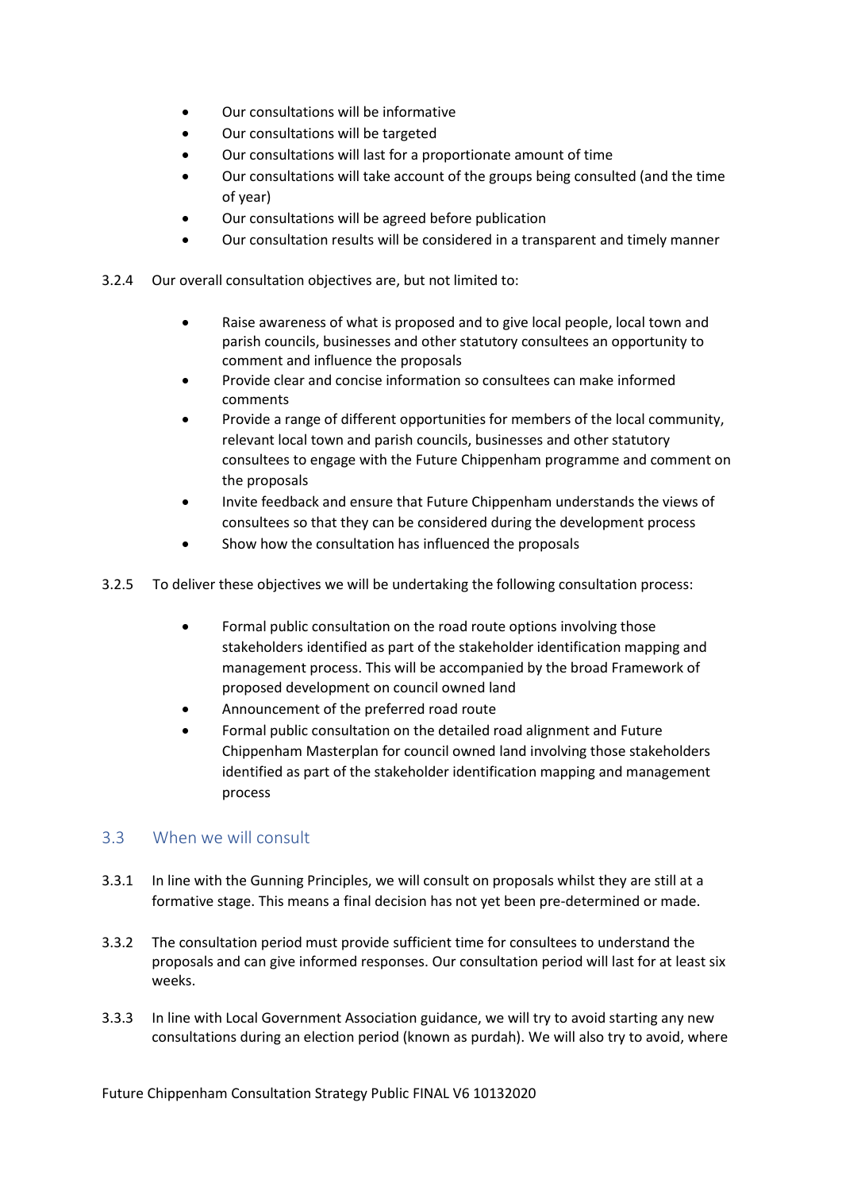- Our consultations will be informative
- Our consultations will be targeted
- Our consultations will last for a proportionate amount of time
- Our consultations will take account of the groups being consulted (and the time of year)
- Our consultations will be agreed before publication
- Our consultation results will be considered in a transparent and timely manner

3.2.4 Our overall consultation objectives are, but not limited to:

- Raise awareness of what is proposed and to give local people, local town and parish councils, businesses and other statutory consultees an opportunity to comment and influence the proposals
- Provide clear and concise information so consultees can make informed comments
- Provide a range of different opportunities for members of the local community, relevant local town and parish councils, businesses and other statutory consultees to engage with the Future Chippenham programme and comment on the proposals
- Invite feedback and ensure that Future Chippenham understands the views of consultees so that they can be considered during the development process
- Show how the consultation has influenced the proposals

3.2.5 To deliver these objectives we will be undertaking the following consultation process:

- Formal public consultation on the road route options involving those stakeholders identified as part of the stakeholder identification mapping and management process. This will be accompanied by the broad Framework of proposed development on council owned land
- Announcement of the preferred road route
- Formal public consultation on the detailed road alignment and Future Chippenham Masterplan for council owned land involving those stakeholders identified as part of the stakeholder identification mapping and management process

## 3.3 When we will consult

3.3.1 In line with the Gunning Principles, we will consult on proposals whilst they are still at a formative stage. This means a final decision has not yet been pre-determined or made.

3.3.2 The consultation period must provide sufficient time for consultees to understand the proposals and can give informed responses. Our consultation period will last for at least six weeks.

3.3.3 In line with Local Government Association guidance, we will try to avoid starting any new consultations during an election period (known as purdah). We will also try to avoid, where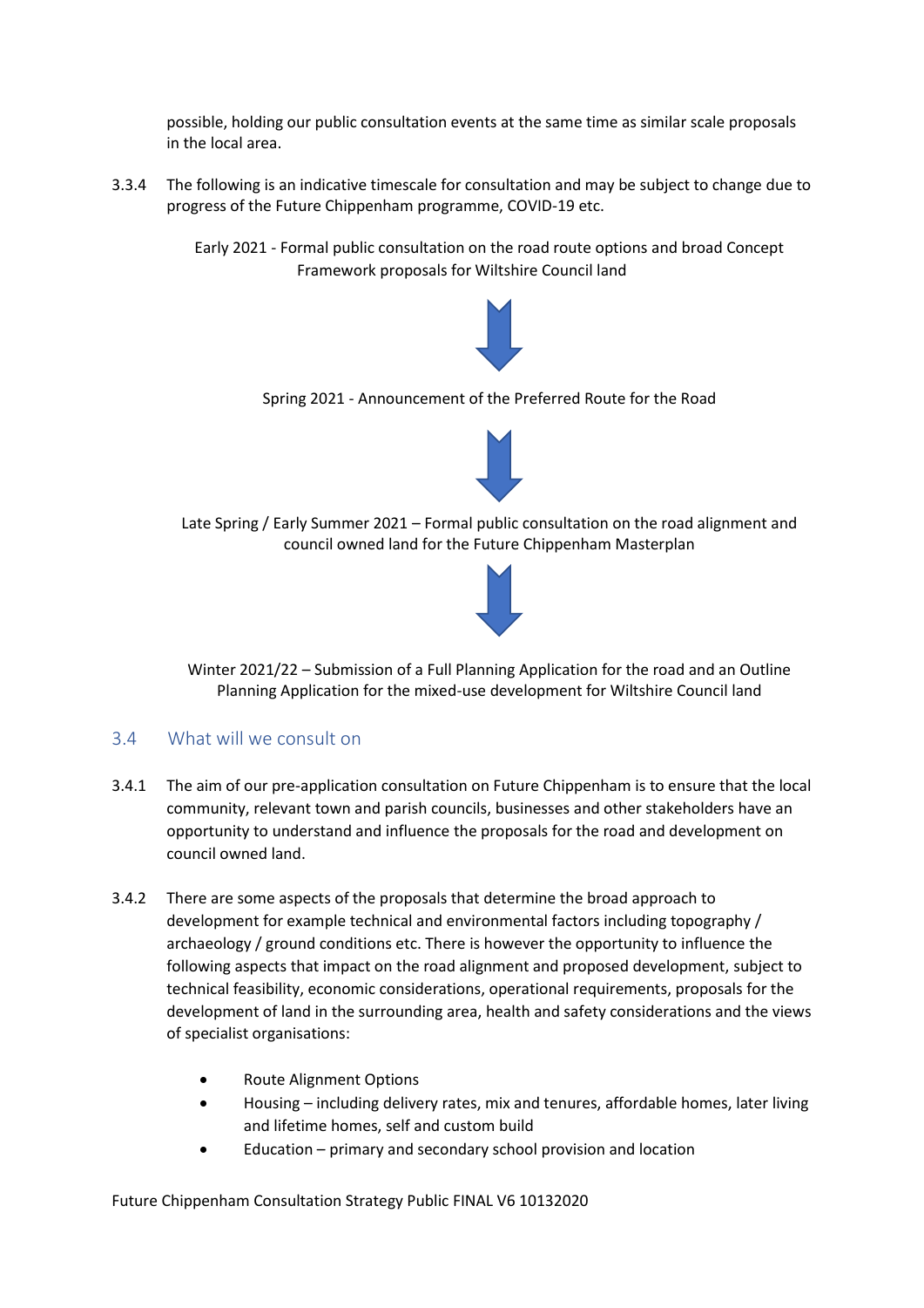possible, holding our public consultation events at the same time as similar scale proposals in the local area.

3.3.4 The following is an indicative timescale for consultation and may be subject to change due to progress of the Future Chippenham programme, COVID-19 etc.

Early 2021 - Formal public consultation on the road route options and broad Concept Framework proposals for Wiltshire Council land

↓

Spring 2021 - Announcement of the Preferred Route for the Road

↓

Late Spring / Early Summer 2021 – Formal public consultation on the road alignment and council owned land for the Future Chippenham Masterplan

↓

Winter 2021/22 – Submission of a Full Planning Application for the road and an Outline Planning Application for the mixed-use development for Wiltshire Council land

## 3.4 What will we consult on

3.4.1 The aim of our pre-application consultation on Future Chippenham is to ensure that the local community, relevant town and parish councils, businesses and other stakeholders have an opportunity to understand and influence the proposals for the road and development on council owned land.

3.4.2 There are some aspects of the proposals that determine the broad approach to development for example technical and environmental factors including topography / archaeology / ground conditions etc. There is however the opportunity to influence the following aspects that impact on the road alignment and proposed development, subject to technical feasibility, economic considerations, operational requirements, proposals for the development of land in the surrounding area, health and safety considerations and the views of specialist organisations:

- Route Alignment Options
- Housing – including delivery rates, mix and tenures, affordable homes, later living and lifetime homes, self and custom build
- Education – primary and secondary school provision and location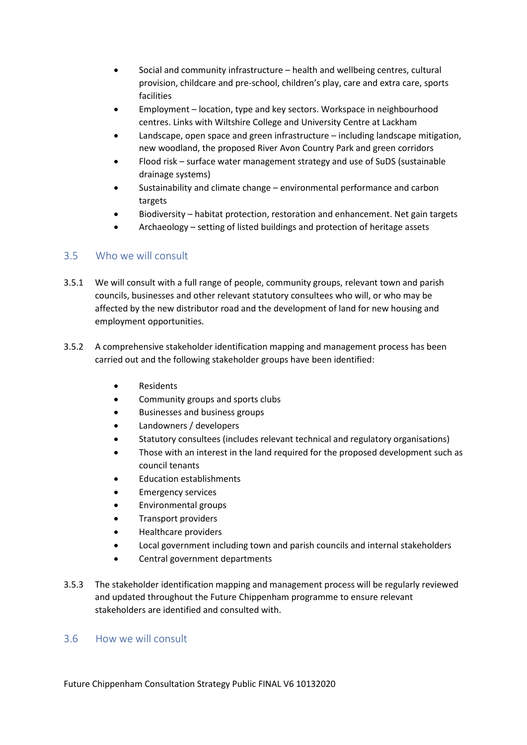- Social and community infrastructure – health and wellbeing centres, cultural provision, childcare and pre-school, children's play, care and extra care, sports facilities
- Employment – location, type and key sectors. Workspace in neighbourhood centres. Links with Wiltshire College and University Centre at Lackham
- Landscape, open space and green infrastructure – including landscape mitigation, new woodland, the proposed River Avon Country Park and green corridors
- Flood risk – surface water management strategy and use of SuDS (sustainable drainage systems)
- Sustainability and climate change – environmental performance and carbon targets
- Biodiversity – habitat protection, restoration and enhancement. Net gain targets
- Archaeology – setting of listed buildings and protection of heritage assets

## 3.5 Who we will consult

3.5.1 We will consult with a full range of people, community groups, relevant town and parish councils, businesses and other relevant statutory consultees who will, or who may be affected by the new distributor road and the development of land for new housing and employment opportunities.

3.5.2 A comprehensive stakeholder identification mapping and management process has been carried out and the following stakeholder groups have been identified:

- Residents
- Community groups and sports clubs
- Businesses and business groups
- Landowners / developers
- Statutory consultees (includes relevant technical and regulatory organisations)
- Those with an interest in the land required for the proposed development such as council tenants
- Education establishments
- Emergency services
- Environmental groups
- Transport providers
- Healthcare providers
- Local government including town and parish councils and internal stakeholders
- Central government departments

3.5.3 The stakeholder identification mapping and management process will be regularly reviewed and updated throughout the Future Chippenham programme to ensure relevant stakeholders are identified and consulted with.

## 3.6 How we will consult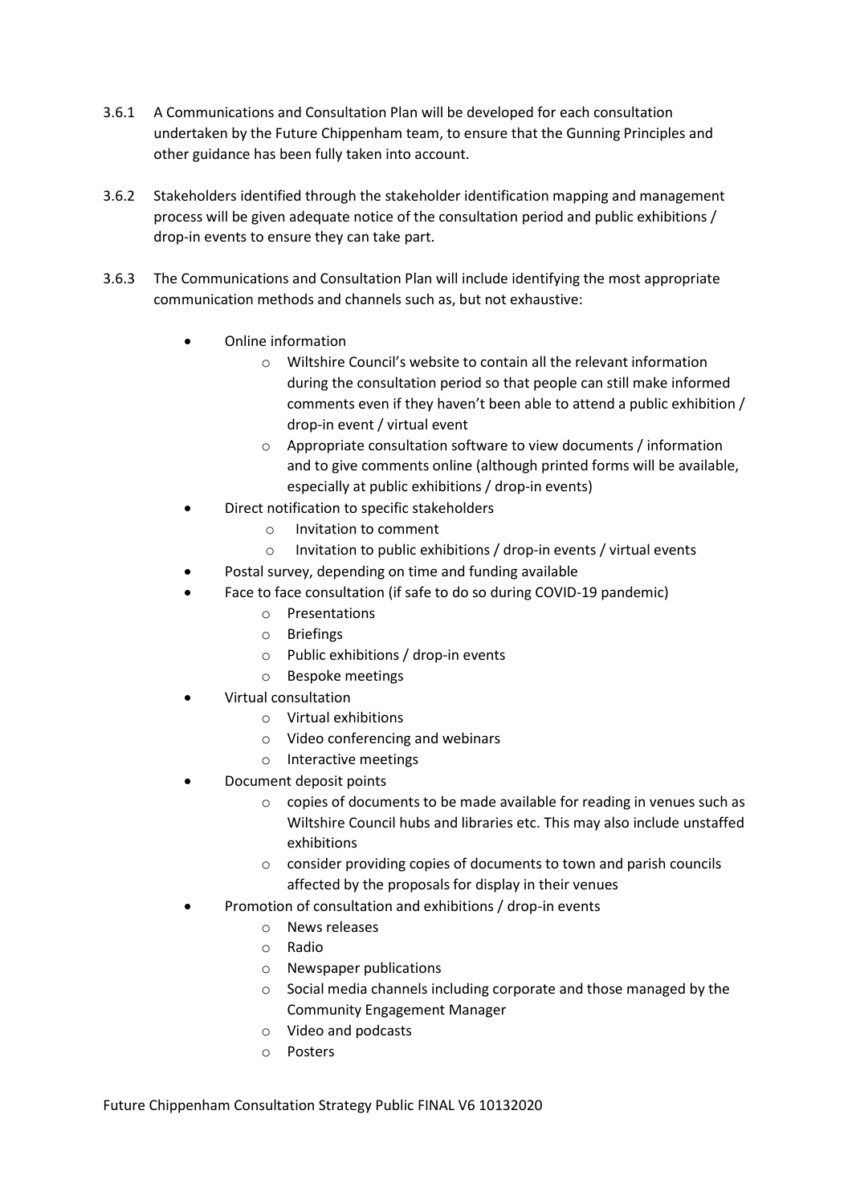3.6.1 A Communications and Consultation Plan will be developed for each consultation undertaken by the Future Chippenham team, to ensure that the Gunning Principles and other guidance has been fully taken into account.

3.6.2 Stakeholders identified through the stakeholder identification mapping and management process will be given adequate notice of the consultation period and public exhibitions / drop-in events to ensure they can take part.

3.6.3 The Communications and Consultation Plan will include identifying the most appropriate communication methods and channels such as, but not exhaustive:

- Online information
  - Wiltshire Council's website to contain all the relevant information during the consultation period so that people can still make informed comments even if they haven't been able to attend a public exhibition / drop-in event / virtual event
  - Appropriate consultation software to view documents / information and to give comments online (although printed forms will be available, especially at public exhibitions / drop-in events)
- Direct notification to specific stakeholders
  - Invitation to comment
  - Invitation to public exhibitions / drop-in events / virtual events
- Postal survey, depending on time and funding available
- Face to face consultation (if safe to do so during COVID-19 pandemic)
  - Presentations
  - Briefings
  - Public exhibitions / drop-in events
  - Bespoke meetings
- Virtual consultation
  - Virtual exhibitions
  - Video conferencing and webinars
  - Interactive meetings
- Document deposit points
  - copies of documents to be made available for reading in venues such as Wiltshire Council hubs and libraries etc. This may also include unstaffed exhibitions
  - consider providing copies of documents to town and parish councils affected by the proposals for display in their venues
- Promotion of consultation and exhibitions / drop-in events
  - News releases
  - Radio
  - Newspaper publications
  - Social media channels including corporate and those managed by the Community Engagement Manager
  - Video and podcasts
  - Posters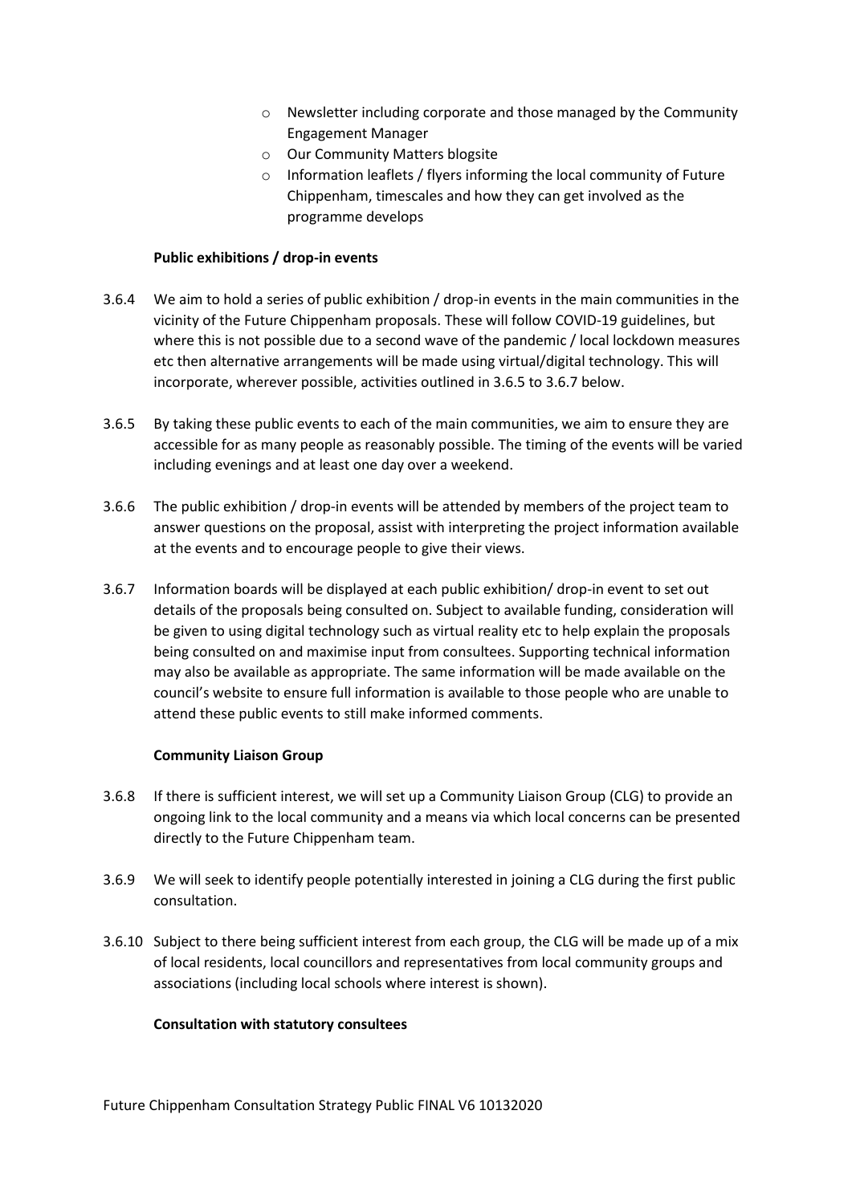- Newsletter including corporate and those managed by the Community Engagement Manager
- Our Community Matters blogsite
- Information leaflets / flyers informing the local community of Future Chippenham, timescales and how they can get involved as the programme develops

**Public exhibitions / drop-in events**

3.6.4 We aim to hold a series of public exhibition / drop-in events in the main communities in the vicinity of the Future Chippenham proposals. These will follow COVID-19 guidelines, but where this is not possible due to a second wave of the pandemic / local lockdown measures etc then alternative arrangements will be made using virtual/digital technology. This will incorporate, wherever possible, activities outlined in 3.6.5 to 3.6.7 below.

3.6.5 By taking these public events to each of the main communities, we aim to ensure they are accessible for as many people as reasonably possible. The timing of the events will be varied including evenings and at least one day over a weekend.

3.6.6 The public exhibition / drop-in events will be attended by members of the project team to answer questions on the proposal, assist with interpreting the project information available at the events and to encourage people to give their views.

3.6.7 Information boards will be displayed at each public exhibition/ drop-in event to set out details of the proposals being consulted on. Subject to available funding, consideration will be given to using digital technology such as virtual reality etc to help explain the proposals being consulted on and maximise input from consultees. Supporting technical information may also be available as appropriate. The same information will be made available on the council's website to ensure full information is available to those people who are unable to attend these public events to still make informed comments.

**Community Liaison Group**

3.6.8 If there is sufficient interest, we will set up a Community Liaison Group (CLG) to provide an ongoing link to the local community and a means via which local concerns can be presented directly to the Future Chippenham team.

3.6.9 We will seek to identify people potentially interested in joining a CLG during the first public consultation.

3.6.10 Subject to there being sufficient interest from each group, the CLG will be made up of a mix of local residents, local councillors and representatives from local community groups and associations (including local schools where interest is shown).

**Consultation with statutory consultees**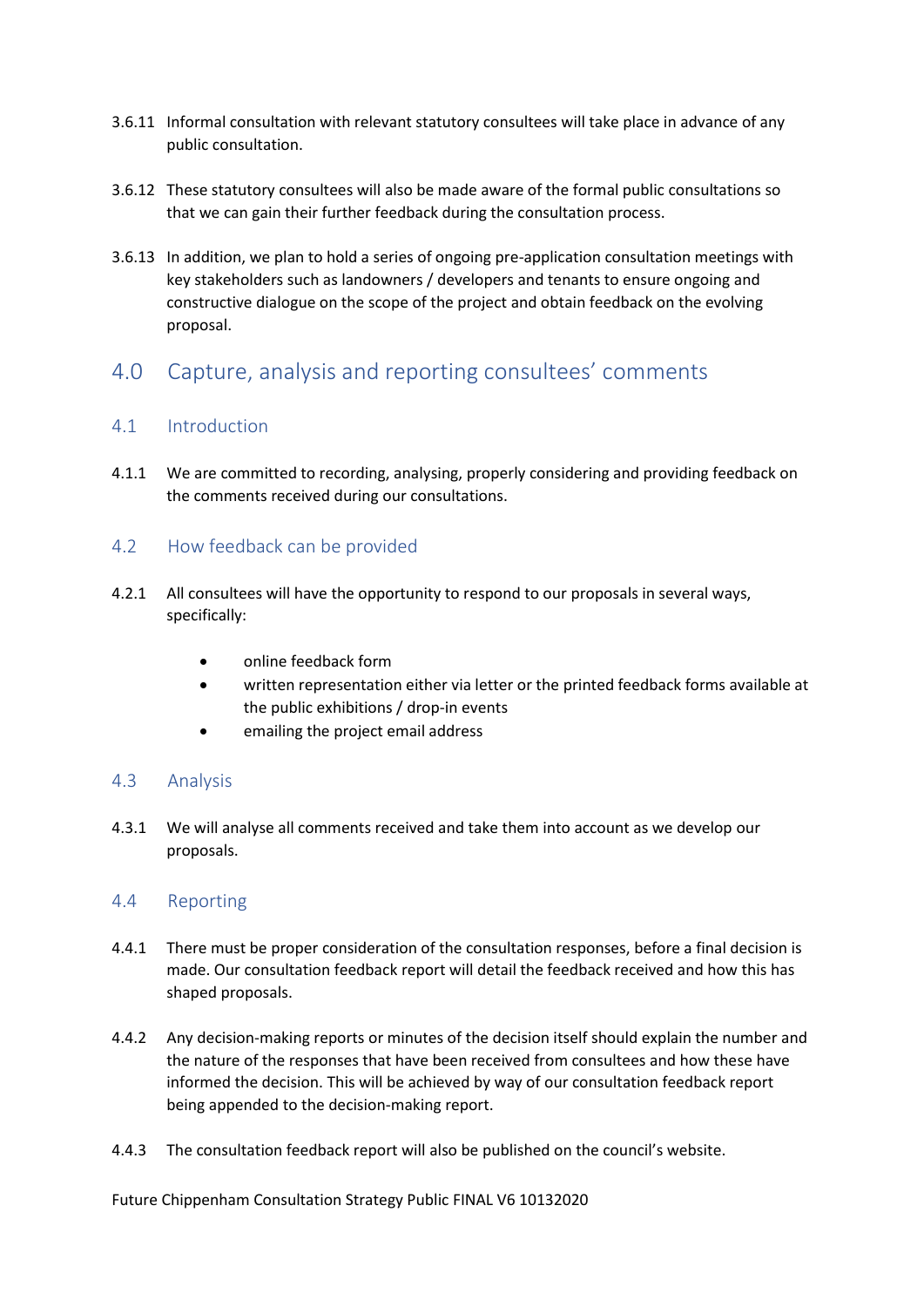3.6.11 Informal consultation with relevant statutory consultees will take place in advance of any public consultation.

3.6.12 These statutory consultees will also be made aware of the formal public consultations so that we can gain their further feedback during the consultation process.

3.6.13 In addition, we plan to hold a series of ongoing pre-application consultation meetings with key stakeholders such as landowners / developers and tenants to ensure ongoing and constructive dialogue on the scope of the project and obtain feedback on the evolving proposal.

# 4.0 Capture, analysis and reporting consultees' comments

## 4.1 Introduction

4.1.1 We are committed to recording, analysing, properly considering and providing feedback on the comments received during our consultations.

## 4.2 How feedback can be provided

4.2.1 All consultees will have the opportunity to respond to our proposals in several ways, specifically:

- online feedback form
- written representation either via letter or the printed feedback forms available at the public exhibitions / drop-in events
- emailing the project email address

## 4.3 Analysis

4.3.1 We will analyse all comments received and take them into account as we develop our proposals.

## 4.4 Reporting

4.4.1 There must be proper consideration of the consultation responses, before a final decision is made. Our consultation feedback report will detail the feedback received and how this has shaped proposals.

4.4.2 Any decision-making reports or minutes of the decision itself should explain the number and the nature of the responses that have been received from consultees and how these have informed the decision. This will be achieved by way of our consultation feedback report being appended to the decision-making report.

4.4.3 The consultation feedback report will also be published on the council's website.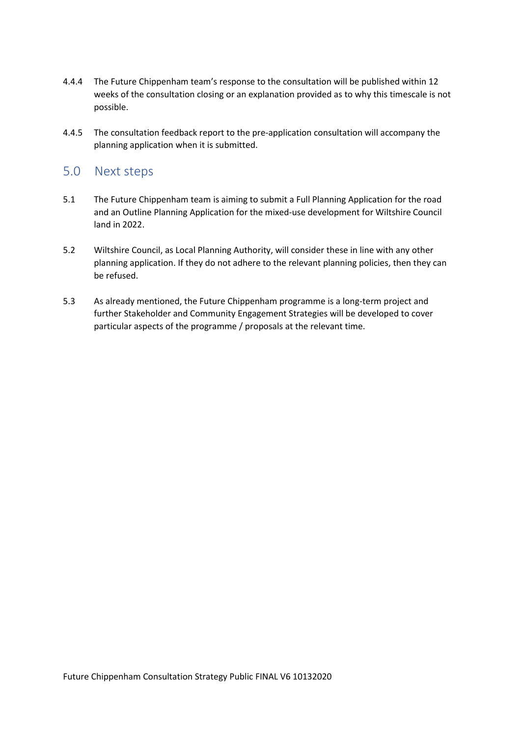4.4.4 The Future Chippenham team's response to the consultation will be published within 12 weeks of the consultation closing or an explanation provided as to why this timescale is not possible.

4.4.5 The consultation feedback report to the pre-application consultation will accompany the planning application when it is submitted.

## 5.0 Next steps

5.1 The Future Chippenham team is aiming to submit a Full Planning Application for the road and an Outline Planning Application for the mixed-use development for Wiltshire Council land in 2022.

5.2 Wiltshire Council, as Local Planning Authority, will consider these in line with any other planning application. If they do not adhere to the relevant planning policies, then they can be refused.

5.3 As already mentioned, the Future Chippenham programme is a long-term project and further Stakeholder and Community Engagement Strategies will be developed to cover particular aspects of the programme / proposals at the relevant time.